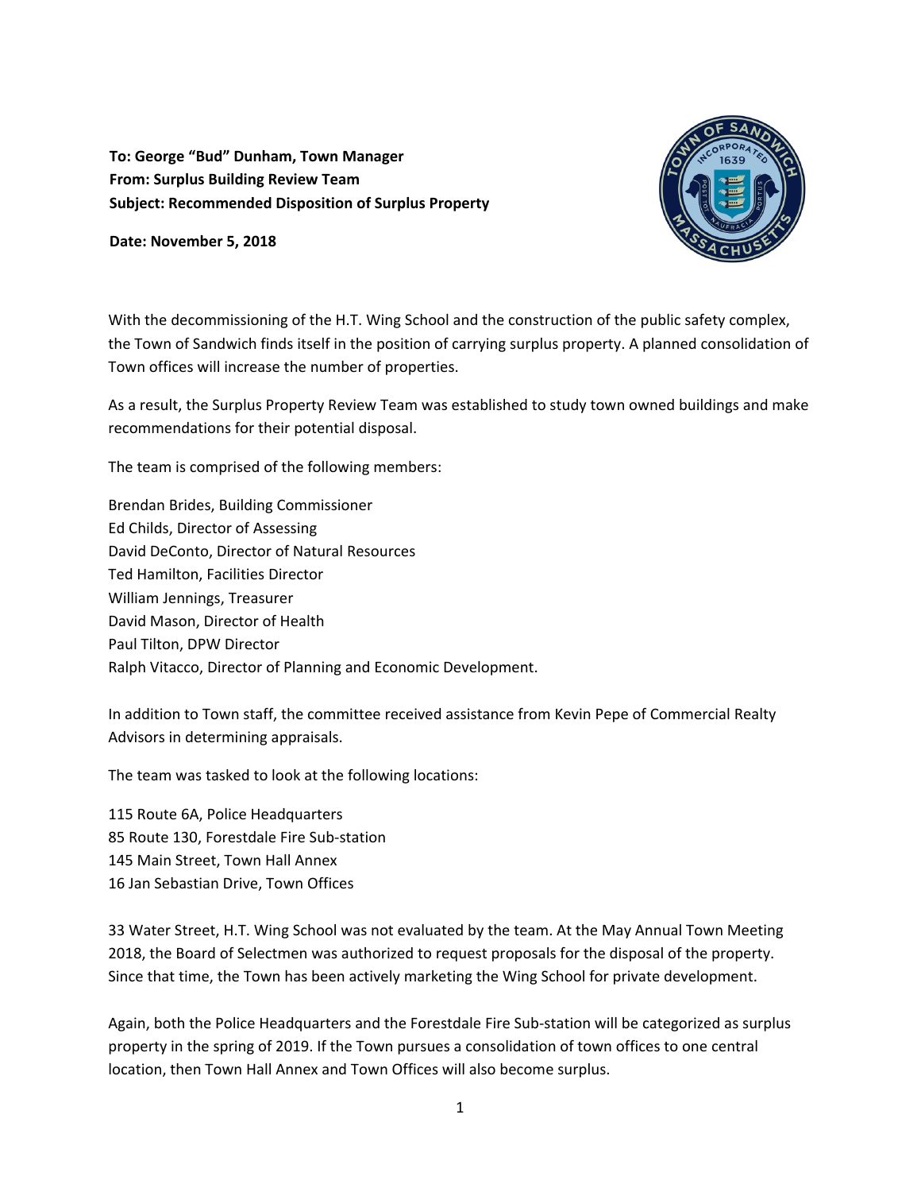**To: George "Bud" Dunham, Town Manager**
**From: Surplus Building Review Team**
**Subject: Recommended Disposition of Surplus Property**

**Date: November 5, 2018**

With the decommissioning of the H.T. Wing School and the construction of the public safety complex, the Town of Sandwich finds itself in the position of carrying surplus property. A planned consolidation of Town offices will increase the number of properties.

As a result, the Surplus Property Review Team was established to study town owned buildings and make recommendations for their potential disposal.

The team is comprised of the following members:

Brendan Brides, Building Commissioner
Ed Childs, Director of Assessing
David DeConto, Director of Natural Resources
Ted Hamilton, Facilities Director
William Jennings, Treasurer
David Mason, Director of Health
Paul Tilton, DPW Director
Ralph Vitacco, Director of Planning and Economic Development.

In addition to Town staff, the committee received assistance from Kevin Pepe of Commercial Realty Advisors in determining appraisals.

The team was tasked to look at the following locations:

115 Route 6A, Police Headquarters
85 Route 130, Forestdale Fire Sub-station
145 Main Street, Town Hall Annex
16 Jan Sebastian Drive, Town Offices

33 Water Street, H.T. Wing School was not evaluated by the team. At the May Annual Town Meeting 2018, the Board of Selectmen was authorized to request proposals for the disposal of the property. Since that time, the Town has been actively marketing the Wing School for private development.

Again, both the Police Headquarters and the Forestdale Fire Sub-station will be categorized as surplus property in the spring of 2019. If the Town pursues a consolidation of town offices to one central location, then Town Hall Annex and Town Offices will also become surplus.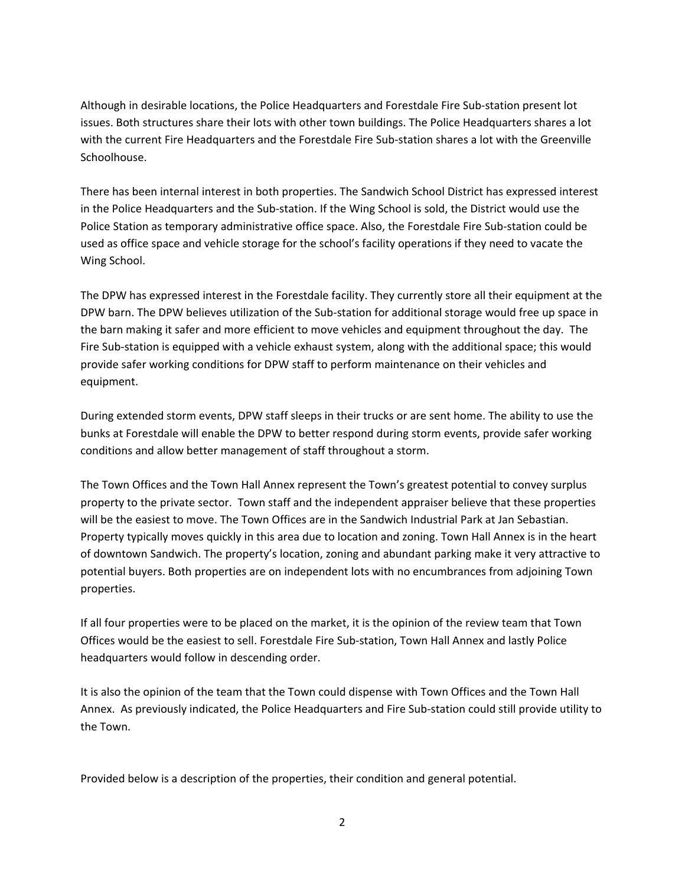Although in desirable locations, the Police Headquarters and Forestdale Fire Sub-station present lot issues. Both structures share their lots with other town buildings. The Police Headquarters shares a lot with the current Fire Headquarters and the Forestdale Fire Sub-station shares a lot with the Greenville Schoolhouse.

There has been internal interest in both properties. The Sandwich School District has expressed interest in the Police Headquarters and the Sub-station. If the Wing School is sold, the District would use the Police Station as temporary administrative office space. Also, the Forestdale Fire Sub-station could be used as office space and vehicle storage for the school's facility operations if they need to vacate the Wing School.

The DPW has expressed interest in the Forestdale facility. They currently store all their equipment at the DPW barn. The DPW believes utilization of the Sub-station for additional storage would free up space in the barn making it safer and more efficient to move vehicles and equipment throughout the day. The Fire Sub-station is equipped with a vehicle exhaust system, along with the additional space; this would provide safer working conditions for DPW staff to perform maintenance on their vehicles and equipment.

During extended storm events, DPW staff sleeps in their trucks or are sent home. The ability to use the bunks at Forestdale will enable the DPW to better respond during storm events, provide safer working conditions and allow better management of staff throughout a storm.

The Town Offices and the Town Hall Annex represent the Town's greatest potential to convey surplus property to the private sector. Town staff and the independent appraiser believe that these properties will be the easiest to move. The Town Offices are in the Sandwich Industrial Park at Jan Sebastian. Property typically moves quickly in this area due to location and zoning. Town Hall Annex is in the heart of downtown Sandwich. The property's location, zoning and abundant parking make it very attractive to potential buyers. Both properties are on independent lots with no encumbrances from adjoining Town properties.

If all four properties were to be placed on the market, it is the opinion of the review team that Town Offices would be the easiest to sell. Forestdale Fire Sub-station, Town Hall Annex and lastly Police headquarters would follow in descending order.

It is also the opinion of the team that the Town could dispense with Town Offices and the Town Hall Annex. As previously indicated, the Police Headquarters and Fire Sub-station could still provide utility to the Town.

Provided below is a description of the properties, their condition and general potential.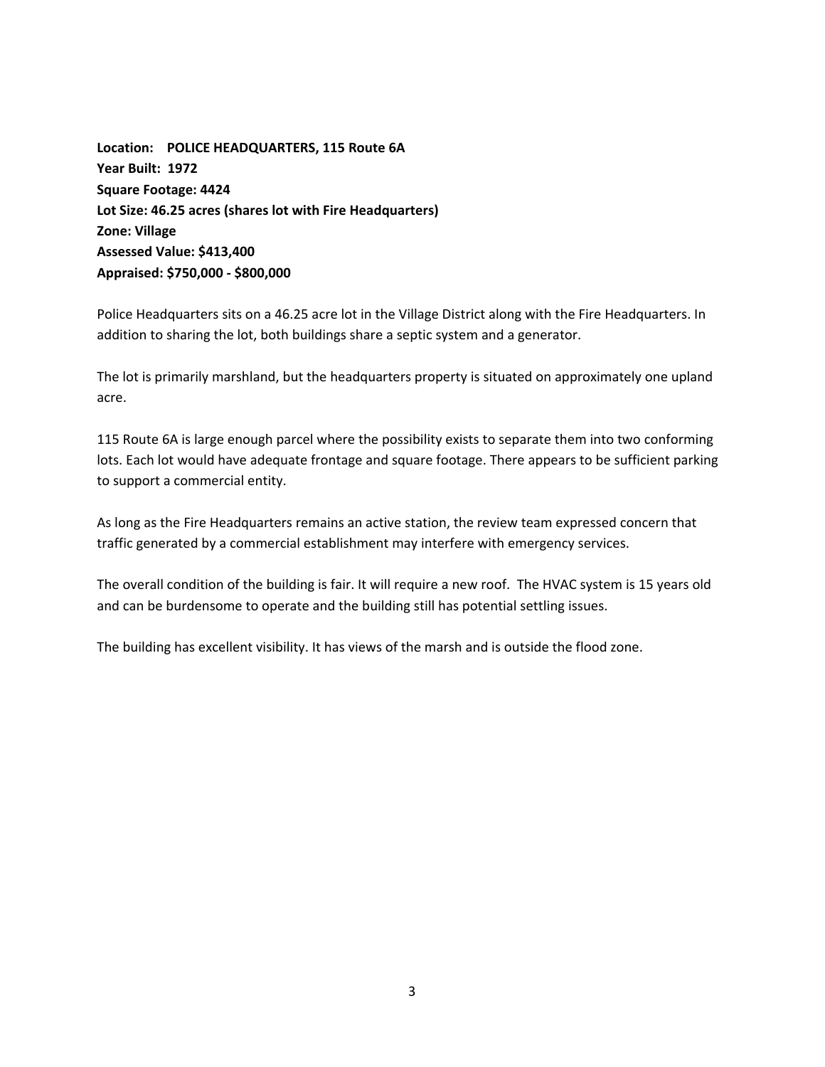**Location: POLICE HEADQUARTERS, 115 Route 6A**
**Year Built: 1972**
**Square Footage: 4424**
**Lot Size: 46.25 acres (shares lot with Fire Headquarters)**
**Zone: Village**
**Assessed Value: $413,400**
**Appraised: $750,000 - $800,000**

Police Headquarters sits on a 46.25 acre lot in the Village District along with the Fire Headquarters. In addition to sharing the lot, both buildings share a septic system and a generator.

The lot is primarily marshland, but the headquarters property is situated on approximately one upland acre.

115 Route 6A is large enough parcel where the possibility exists to separate them into two conforming lots. Each lot would have adequate frontage and square footage. There appears to be sufficient parking to support a commercial entity.

As long as the Fire Headquarters remains an active station, the review team expressed concern that traffic generated by a commercial establishment may interfere with emergency services.

The overall condition of the building is fair. It will require a new roof. The HVAC system is 15 years old and can be burdensome to operate and the building still has potential settling issues.

The building has excellent visibility. It has views of the marsh and is outside the flood zone.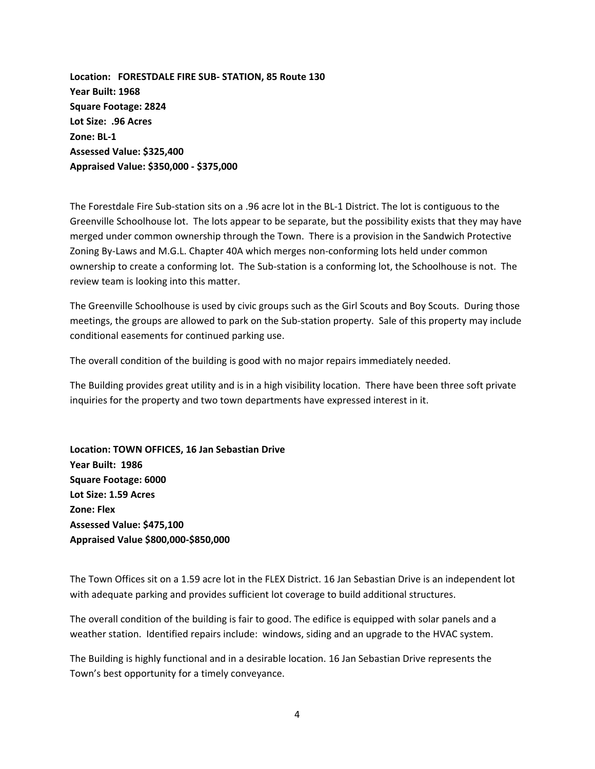**Location: FORESTDALE FIRE SUB- STATION, 85 Route 130**
**Year Built: 1968**
**Square Footage: 2824**
**Lot Size: .96 Acres**
**Zone: BL-1**
**Assessed Value: $325,400**
**Appraised Value: $350,000 - $375,000**

The Forestdale Fire Sub-station sits on a .96 acre lot in the BL-1 District. The lot is contiguous to the Greenville Schoolhouse lot. The lots appear to be separate, but the possibility exists that they may have merged under common ownership through the Town. There is a provision in the Sandwich Protective Zoning By-Laws and M.G.L. Chapter 40A which merges non-conforming lots held under common ownership to create a conforming lot. The Sub-station is a conforming lot, the Schoolhouse is not. The review team is looking into this matter.

The Greenville Schoolhouse is used by civic groups such as the Girl Scouts and Boy Scouts. During those meetings, the groups are allowed to park on the Sub-station property. Sale of this property may include conditional easements for continued parking use.

The overall condition of the building is good with no major repairs immediately needed.

The Building provides great utility and is in a high visibility location. There have been three soft private inquiries for the property and two town departments have expressed interest in it.

**Location: TOWN OFFICES, 16 Jan Sebastian Drive**
**Year Built: 1986**
**Square Footage: 6000**
**Lot Size: 1.59 Acres**
**Zone: Flex**
**Assessed Value: $475,100**
**Appraised Value $800,000-$850,000**

The Town Offices sit on a 1.59 acre lot in the FLEX District. 16 Jan Sebastian Drive is an independent lot with adequate parking and provides sufficient lot coverage to build additional structures.

The overall condition of the building is fair to good. The edifice is equipped with solar panels and a weather station. Identified repairs include: windows, siding and an upgrade to the HVAC system.

The Building is highly functional and in a desirable location. 16 Jan Sebastian Drive represents the Town's best opportunity for a timely conveyance.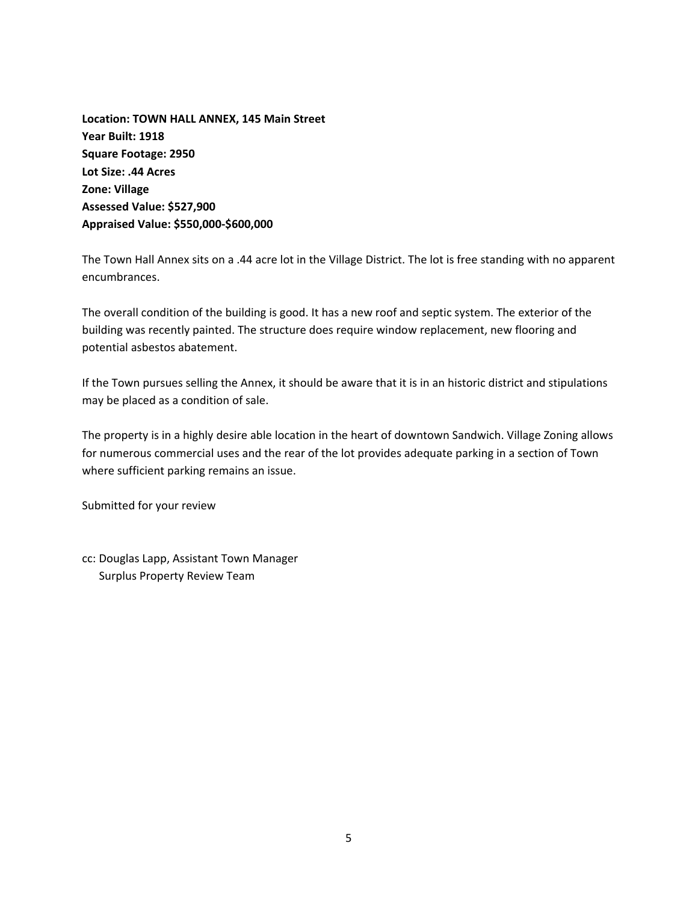**Location: TOWN HALL ANNEX, 145 Main Street**
**Year Built: 1918**
**Square Footage: 2950**
**Lot Size: .44 Acres**
**Zone: Village**
**Assessed Value: $527,900**
**Appraised Value: $550,000-$600,000**

The Town Hall Annex sits on a .44 acre lot in the Village District. The lot is free standing with no apparent encumbrances.

The overall condition of the building is good. It has a new roof and septic system. The exterior of the building was recently painted. The structure does require window replacement, new flooring and potential asbestos abatement.

If the Town pursues selling the Annex, it should be aware that it is in an historic district and stipulations may be placed as a condition of sale.

The property is in a highly desire able location in the heart of downtown Sandwich. Village Zoning allows for numerous commercial uses and the rear of the lot provides adequate parking in a section of Town where sufficient parking remains an issue.

Submitted for your review

cc: Douglas Lapp, Assistant Town Manager
Surplus Property Review Team